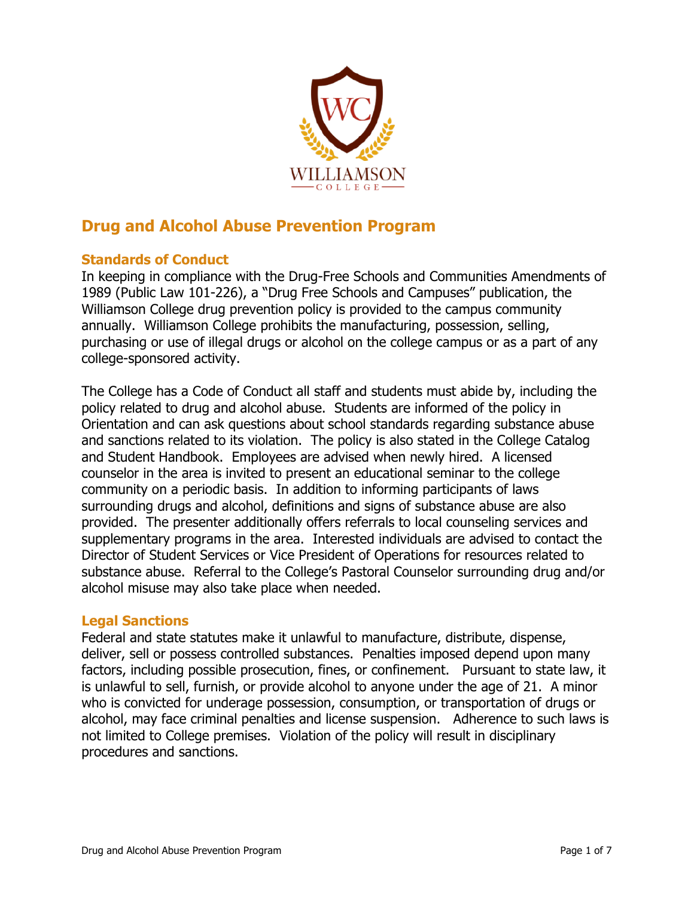WILLIAMSON COLLEGE

# Drug and Alcohol Abuse Prevention Program

## Standards of Conduct

In keeping in compliance with the Drug-Free Schools and Communities Amendments of 1989 (Public Law 101-226), a "Drug Free Schools and Campuses" publication, the Williamson College drug prevention policy is provided to the campus community annually. Williamson College prohibits the manufacturing, possession, selling, purchasing or use of illegal drugs or alcohol on the college campus or as a part of any college-sponsored activity.

The College has a Code of Conduct all staff and students must abide by, including the policy related to drug and alcohol abuse. Students are informed of the policy in Orientation and can ask questions about school standards regarding substance abuse and sanctions related to its violation. The policy is also stated in the College Catalog and Student Handbook. Employees are advised when newly hired. A licensed counselor in the area is invited to present an educational seminar to the college community on a periodic basis. In addition to informing participants of laws surrounding drugs and alcohol, definitions and signs of substance abuse are also provided. The presenter additionally offers referrals to local counseling services and supplementary programs in the area. Interested individuals are advised to contact the Director of Student Services or Vice President of Operations for resources related to substance abuse. Referral to the College's Pastoral Counselor surrounding drug and/or alcohol misuse may also take place when needed.

## Legal Sanctions

Federal and state statutes make it unlawful to manufacture, distribute, dispense, deliver, sell or possess controlled substances. Penalties imposed depend upon many factors, including possible prosecution, fines, or confinement. Pursuant to state law, it is unlawful to sell, furnish, or provide alcohol to anyone under the age of 21. A minor who is convicted for underage possession, consumption, or transportation of drugs or alcohol, may face criminal penalties and license suspension. Adherence to such laws is not limited to College premises. Violation of the policy will result in disciplinary procedures and sanctions.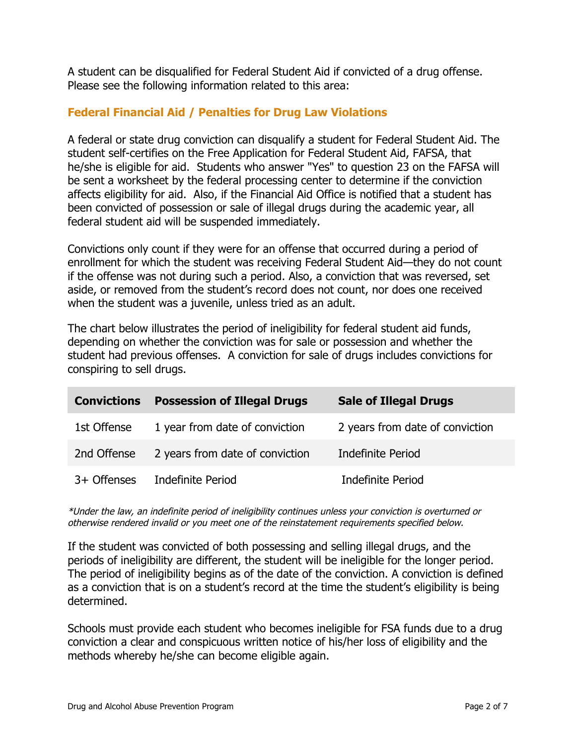A student can be disqualified for Federal Student Aid if convicted of a drug offense. Please see the following information related to this area:

## Federal Financial Aid / Penalties for Drug Law Violations

A federal or state drug conviction can disqualify a student for Federal Student Aid. The student self-certifies on the Free Application for Federal Student Aid, FAFSA, that he/she is eligible for aid. Students who answer "Yes" to question 23 on the FAFSA will be sent a worksheet by the federal processing center to determine if the conviction affects eligibility for aid. Also, if the Financial Aid Office is notified that a student has been convicted of possession or sale of illegal drugs during the academic year, all federal student aid will be suspended immediately.

Convictions only count if they were for an offense that occurred during a period of enrollment for which the student was receiving Federal Student Aid—they do not count if the offense was not during such a period. Also, a conviction that was reversed, set aside, or removed from the student's record does not count, nor does one received when the student was a juvenile, unless tried as an adult.

The chart below illustrates the period of ineligibility for federal student aid funds, depending on whether the conviction was for sale or possession and whether the student had previous offenses. A conviction for sale of drugs includes convictions for conspiring to sell drugs.

| Convictions | Possession of Illegal Drugs | Sale of Illegal Drugs |
|---|---|---|
| 1st Offense | 1 year from date of conviction | 2 years from date of conviction |
| 2nd Offense | 2 years from date of conviction | Indefinite Period |
| 3+ Offenses | Indefinite Period | Indefinite Period |

*\*Under the law, an indefinite period of ineligibility continues unless your conviction is overturned or otherwise rendered invalid or you meet one of the reinstatement requirements specified below.*

If the student was convicted of both possessing and selling illegal drugs, and the periods of ineligibility are different, the student will be ineligible for the longer period. The period of ineligibility begins as of the date of the conviction. A conviction is defined as a conviction that is on a student's record at the time the student's eligibility is being determined.

Schools must provide each student who becomes ineligible for FSA funds due to a drug conviction a clear and conspicuous written notice of his/her loss of eligibility and the methods whereby he/she can become eligible again.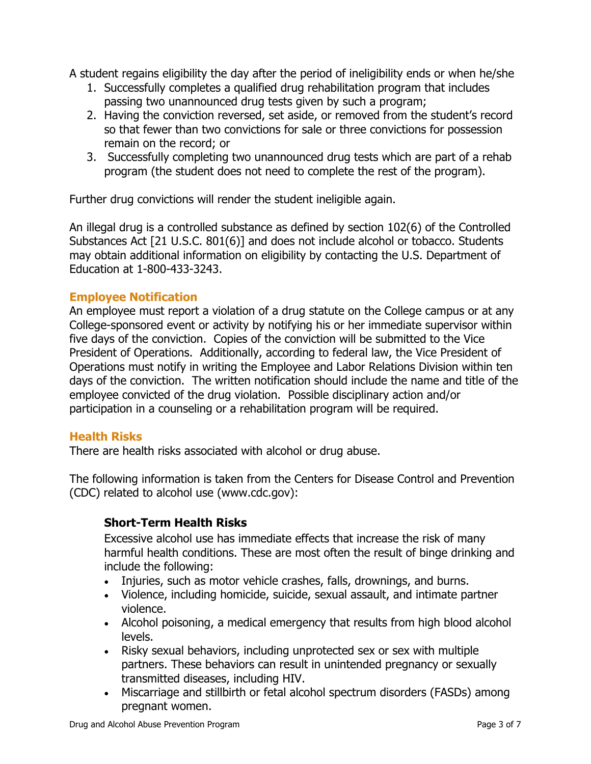A student regains eligibility the day after the period of ineligibility ends or when he/she

1. Successfully completes a qualified drug rehabilitation program that includes passing two unannounced drug tests given by such a program;
2. Having the conviction reversed, set aside, or removed from the student's record so that fewer than two convictions for sale or three convictions for possession remain on the record; or
3. Successfully completing two unannounced drug tests which are part of a rehab program (the student does not need to complete the rest of the program).

Further drug convictions will render the student ineligible again.

An illegal drug is a controlled substance as defined by section 102(6) of the Controlled Substances Act [21 U.S.C. 801(6)] and does not include alcohol or tobacco. Students may obtain additional information on eligibility by contacting the U.S. Department of Education at 1-800-433-3243.

## Employee Notification

An employee must report a violation of a drug statute on the College campus or at any College-sponsored event or activity by notifying his or her immediate supervisor within five days of the conviction. Copies of the conviction will be submitted to the Vice President of Operations. Additionally, according to federal law, the Vice President of Operations must notify in writing the Employee and Labor Relations Division within ten days of the conviction. The written notification should include the name and title of the employee convicted of the drug violation. Possible disciplinary action and/or participation in a counseling or a rehabilitation program will be required.

## Health Risks

There are health risks associated with alcohol or drug abuse.

The following information is taken from the Centers for Disease Control and Prevention (CDC) related to alcohol use (www.cdc.gov):

### Short-Term Health Risks

Excessive alcohol use has immediate effects that increase the risk of many harmful health conditions. These are most often the result of binge drinking and include the following:

- Injuries, such as motor vehicle crashes, falls, drownings, and burns.
- Violence, including homicide, suicide, sexual assault, and intimate partner violence.
- Alcohol poisoning, a medical emergency that results from high blood alcohol levels.
- Risky sexual behaviors, including unprotected sex or sex with multiple partners. These behaviors can result in unintended pregnancy or sexually transmitted diseases, including HIV.
- Miscarriage and stillbirth or fetal alcohol spectrum disorders (FASDs) among pregnant women.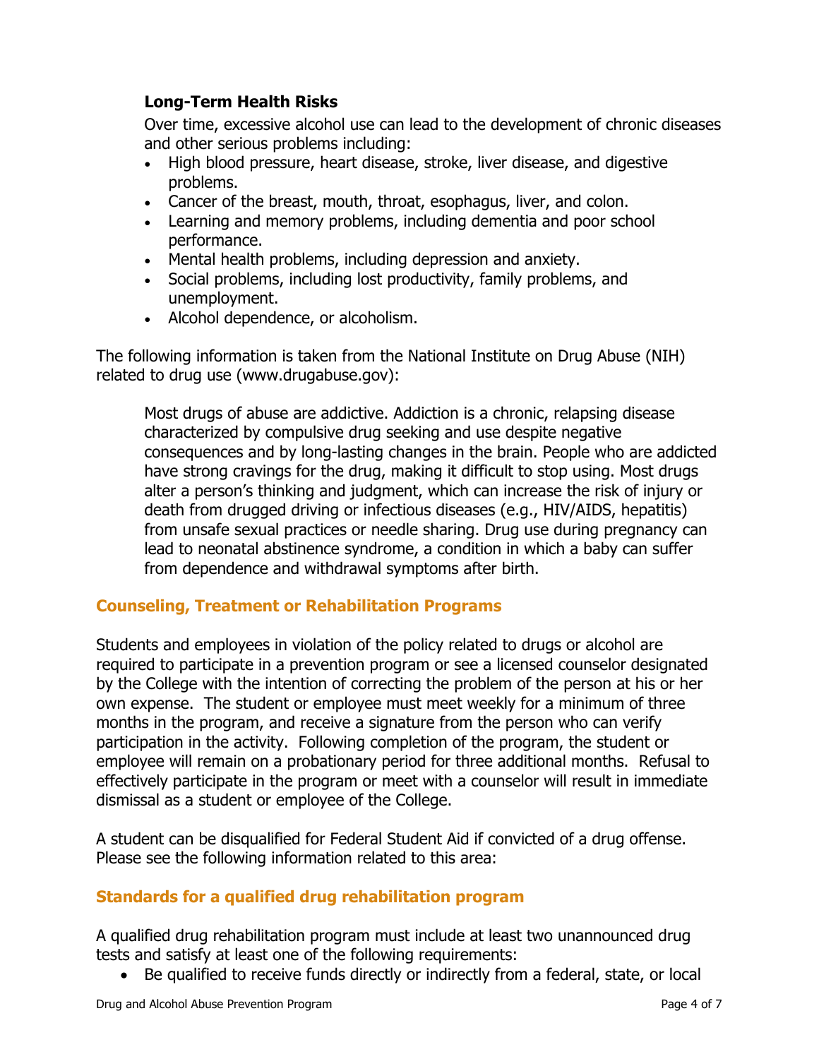**Long-Term Health Risks**

Over time, excessive alcohol use can lead to the development of chronic diseases and other serious problems including:

- High blood pressure, heart disease, stroke, liver disease, and digestive problems.
- Cancer of the breast, mouth, throat, esophagus, liver, and colon.
- Learning and memory problems, including dementia and poor school performance.
- Mental health problems, including depression and anxiety.
- Social problems, including lost productivity, family problems, and unemployment.
- Alcohol dependence, or alcoholism.

The following information is taken from the National Institute on Drug Abuse (NIH) related to drug use (www.drugabuse.gov):

> Most drugs of abuse are addictive. Addiction is a chronic, relapsing disease characterized by compulsive drug seeking and use despite negative consequences and by long-lasting changes in the brain. People who are addicted have strong cravings for the drug, making it difficult to stop using. Most drugs alter a person's thinking and judgment, which can increase the risk of injury or death from drugged driving or infectious diseases (e.g., HIV/AIDS, hepatitis) from unsafe sexual practices or needle sharing. Drug use during pregnancy can lead to neonatal abstinence syndrome, a condition in which a baby can suffer from dependence and withdrawal symptoms after birth.

## Counseling, Treatment or Rehabilitation Programs

Students and employees in violation of the policy related to drugs or alcohol are required to participate in a prevention program or see a licensed counselor designated by the College with the intention of correcting the problem of the person at his or her own expense. The student or employee must meet weekly for a minimum of three months in the program, and receive a signature from the person who can verify participation in the activity. Following completion of the program, the student or employee will remain on a probationary period for three additional months. Refusal to effectively participate in the program or meet with a counselor will result in immediate dismissal as a student or employee of the College.

A student can be disqualified for Federal Student Aid if convicted of a drug offense. Please see the following information related to this area:

## Standards for a qualified drug rehabilitation program

A qualified drug rehabilitation program must include at least two unannounced drug tests and satisfy at least one of the following requirements:

- Be qualified to receive funds directly or indirectly from a federal, state, or local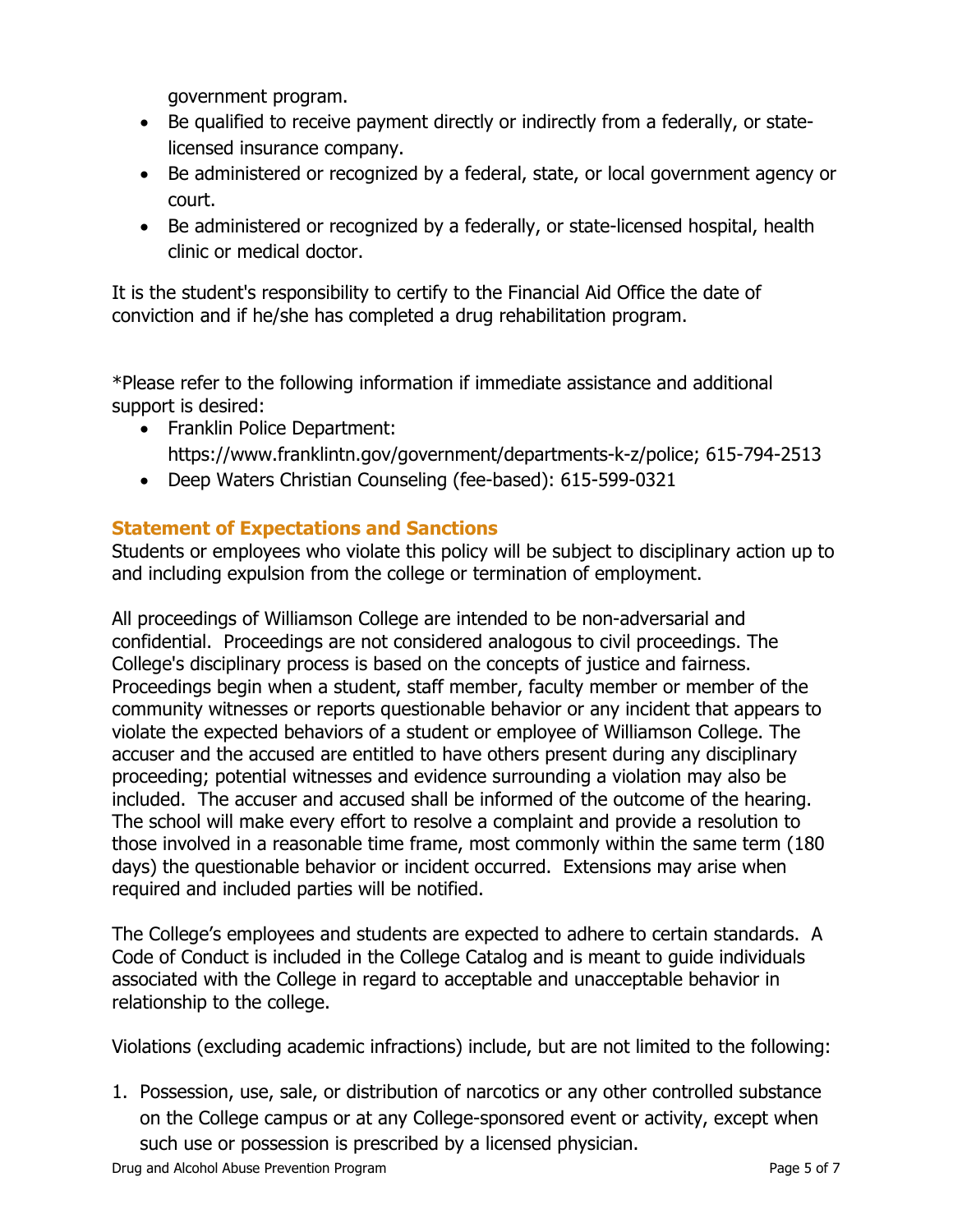government program.

- Be qualified to receive payment directly or indirectly from a federally, or state-licensed insurance company.
- Be administered or recognized by a federal, state, or local government agency or court.
- Be administered or recognized by a federally, or state-licensed hospital, health clinic or medical doctor.

It is the student's responsibility to certify to the Financial Aid Office the date of conviction and if he/she has completed a drug rehabilitation program.

*Please refer to the following information if immediate assistance and additional support is desired:

- Franklin Police Department: https://www.franklintn.gov/government/departments-k-z/police; 615-794-2513
- Deep Waters Christian Counseling (fee-based): 615-599-0321

## Statement of Expectations and Sanctions

Students or employees who violate this policy will be subject to disciplinary action up to and including expulsion from the college or termination of employment.

All proceedings of Williamson College are intended to be non-adversarial and confidential. Proceedings are not considered analogous to civil proceedings. The College's disciplinary process is based on the concepts of justice and fairness. Proceedings begin when a student, staff member, faculty member or member of the community witnesses or reports questionable behavior or any incident that appears to violate the expected behaviors of a student or employee of Williamson College. The accuser and the accused are entitled to have others present during any disciplinary proceeding; potential witnesses and evidence surrounding a violation may also be included. The accuser and accused shall be informed of the outcome of the hearing. The school will make every effort to resolve a complaint and provide a resolution to those involved in a reasonable time frame, most commonly within the same term (180 days) the questionable behavior or incident occurred. Extensions may arise when required and included parties will be notified.

The College's employees and students are expected to adhere to certain standards. A Code of Conduct is included in the College Catalog and is meant to guide individuals associated with the College in regard to acceptable and unacceptable behavior in relationship to the college.

Violations (excluding academic infractions) include, but are not limited to the following:

1. Possession, use, sale, or distribution of narcotics or any other controlled substance on the College campus or at any College-sponsored event or activity, except when such use or possession is prescribed by a licensed physician.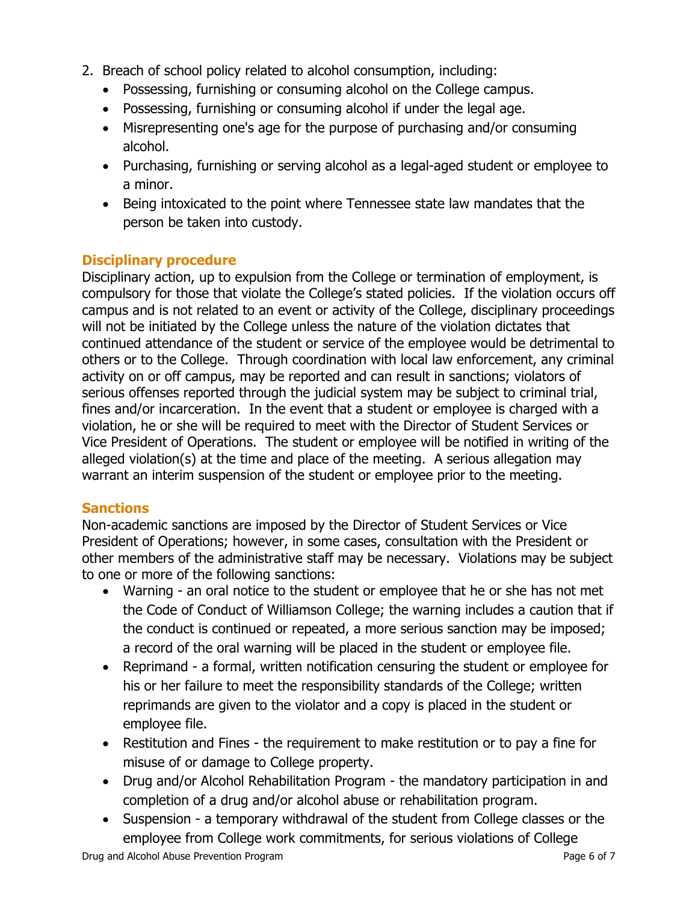2. Breach of school policy related to alcohol consumption, including:
   - Possessing, furnishing or consuming alcohol on the College campus.
   - Possessing, furnishing or consuming alcohol if under the legal age.
   - Misrepresenting one's age for the purpose of purchasing and/or consuming alcohol.
   - Purchasing, furnishing or serving alcohol as a legal-aged student or employee to a minor.
   - Being intoxicated to the point where Tennessee state law mandates that the person be taken into custody.

## Disciplinary procedure

Disciplinary action, up to expulsion from the College or termination of employment, is compulsory for those that violate the College's stated policies. If the violation occurs off campus and is not related to an event or activity of the College, disciplinary proceedings will not be initiated by the College unless the nature of the violation dictates that continued attendance of the student or service of the employee would be detrimental to others or to the College. Through coordination with local law enforcement, any criminal activity on or off campus, may be reported and can result in sanctions; violators of serious offenses reported through the judicial system may be subject to criminal trial, fines and/or incarceration. In the event that a student or employee is charged with a violation, he or she will be required to meet with the Director of Student Services or Vice President of Operations. The student or employee will be notified in writing of the alleged violation(s) at the time and place of the meeting. A serious allegation may warrant an interim suspension of the student or employee prior to the meeting.

## Sanctions

Non-academic sanctions are imposed by the Director of Student Services or Vice President of Operations; however, in some cases, consultation with the President or other members of the administrative staff may be necessary. Violations may be subject to one or more of the following sanctions:

- Warning - an oral notice to the student or employee that he or she has not met the Code of Conduct of Williamson College; the warning includes a caution that if the conduct is continued or repeated, a more serious sanction may be imposed; a record of the oral warning will be placed in the student or employee file.
- Reprimand - a formal, written notification censuring the student or employee for his or her failure to meet the responsibility standards of the College; written reprimands are given to the violator and a copy is placed in the student or employee file.
- Restitution and Fines - the requirement to make restitution or to pay a fine for misuse of or damage to College property.
- Drug and/or Alcohol Rehabilitation Program - the mandatory participation in and completion of a drug and/or alcohol abuse or rehabilitation program.
- Suspension - a temporary withdrawal of the student from College classes or the employee from College work commitments, for serious violations of College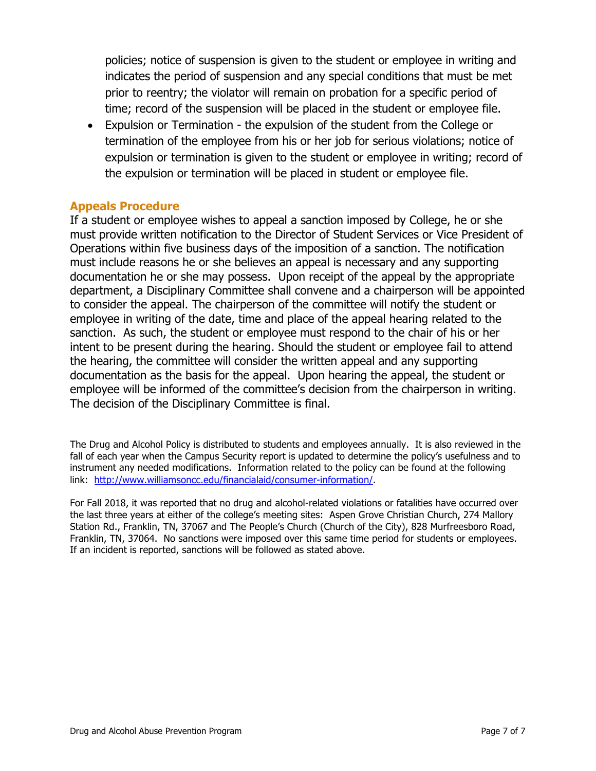policies; notice of suspension is given to the student or employee in writing and indicates the period of suspension and any special conditions that must be met prior to reentry; the violator will remain on probation for a specific period of time; record of the suspension will be placed in the student or employee file.

- Expulsion or Termination - the expulsion of the student from the College or termination of the employee from his or her job for serious violations; notice of expulsion or termination is given to the student or employee in writing; record of the expulsion or termination will be placed in student or employee file.

## Appeals Procedure

If a student or employee wishes to appeal a sanction imposed by College, he or she must provide written notification to the Director of Student Services or Vice President of Operations within five business days of the imposition of a sanction. The notification must include reasons he or she believes an appeal is necessary and any supporting documentation he or she may possess. Upon receipt of the appeal by the appropriate department, a Disciplinary Committee shall convene and a chairperson will be appointed to consider the appeal. The chairperson of the committee will notify the student or employee in writing of the date, time and place of the appeal hearing related to the sanction. As such, the student or employee must respond to the chair of his or her intent to be present during the hearing. Should the student or employee fail to attend the hearing, the committee will consider the written appeal and any supporting documentation as the basis for the appeal. Upon hearing the appeal, the student or employee will be informed of the committee's decision from the chairperson in writing. The decision of the Disciplinary Committee is final.

The Drug and Alcohol Policy is distributed to students and employees annually. It is also reviewed in the fall of each year when the Campus Security report is updated to determine the policy's usefulness and to instrument any needed modifications. Information related to the policy can be found at the following link: [http://www.williamsoncc.edu/financialaid/consumer-information/](http://www.williamsoncc.edu/financialaid/consumer-information/).

For Fall 2018, it was reported that no drug and alcohol-related violations or fatalities have occurred over the last three years at either of the college's meeting sites: Aspen Grove Christian Church, 274 Mallory Station Rd., Franklin, TN, 37067 and The People's Church (Church of the City), 828 Murfreesboro Road, Franklin, TN, 37064. No sanctions were imposed over this same time period for students or employees. If an incident is reported, sanctions will be followed as stated above.